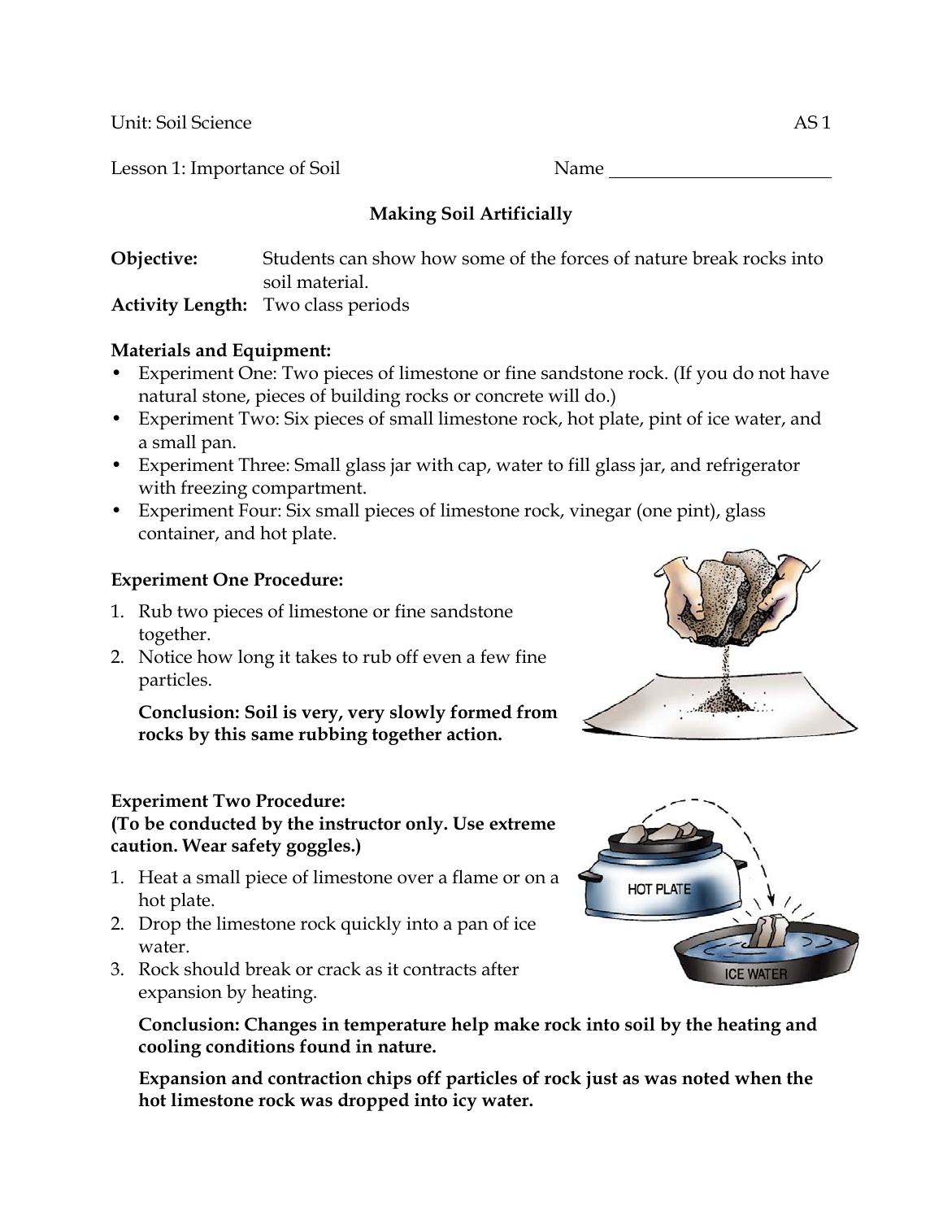Unit: Soil Science AS 1

Lesson 1: Importance of Soil Name ________________________

## Making Soil Artificially

**Objective:** Students can show how some of the forces of nature break rocks into soil material.

**Activity Length:** Two class periods

**Materials and Equipment:**

- Experiment One: Two pieces of limestone or fine sandstone rock. (If you do not have natural stone, pieces of building rocks or concrete will do.)
- Experiment Two: Six pieces of small limestone rock, hot plate, pint of ice water, and a small pan.
- Experiment Three: Small glass jar with cap, water to fill glass jar, and refrigerator with freezing compartment.
- Experiment Four: Six small pieces of limestone rock, vinegar (one pint), glass container, and hot plate.

**Experiment One Procedure:**

1. Rub two pieces of limestone or fine sandstone together.
2. Notice how long it takes to rub off even a few fine particles.

   **Conclusion: Soil is very, very slowly formed from rocks by this same rubbing together action.**

**Experiment Two Procedure:**
**(To be conducted by the instructor only. Use extreme caution. Wear safety goggles.)**

1. Heat a small piece of limestone over a flame or on a hot plate.
2. Drop the limestone rock quickly into a pan of ice water.
3. Rock should break or crack as it contracts after expansion by heating.

   **Conclusion: Changes in temperature help make rock into soil by the heating and cooling conditions found in nature.**

   **Expansion and contraction chips off particles of rock just as was noted when the hot limestone rock was dropped into icy water.**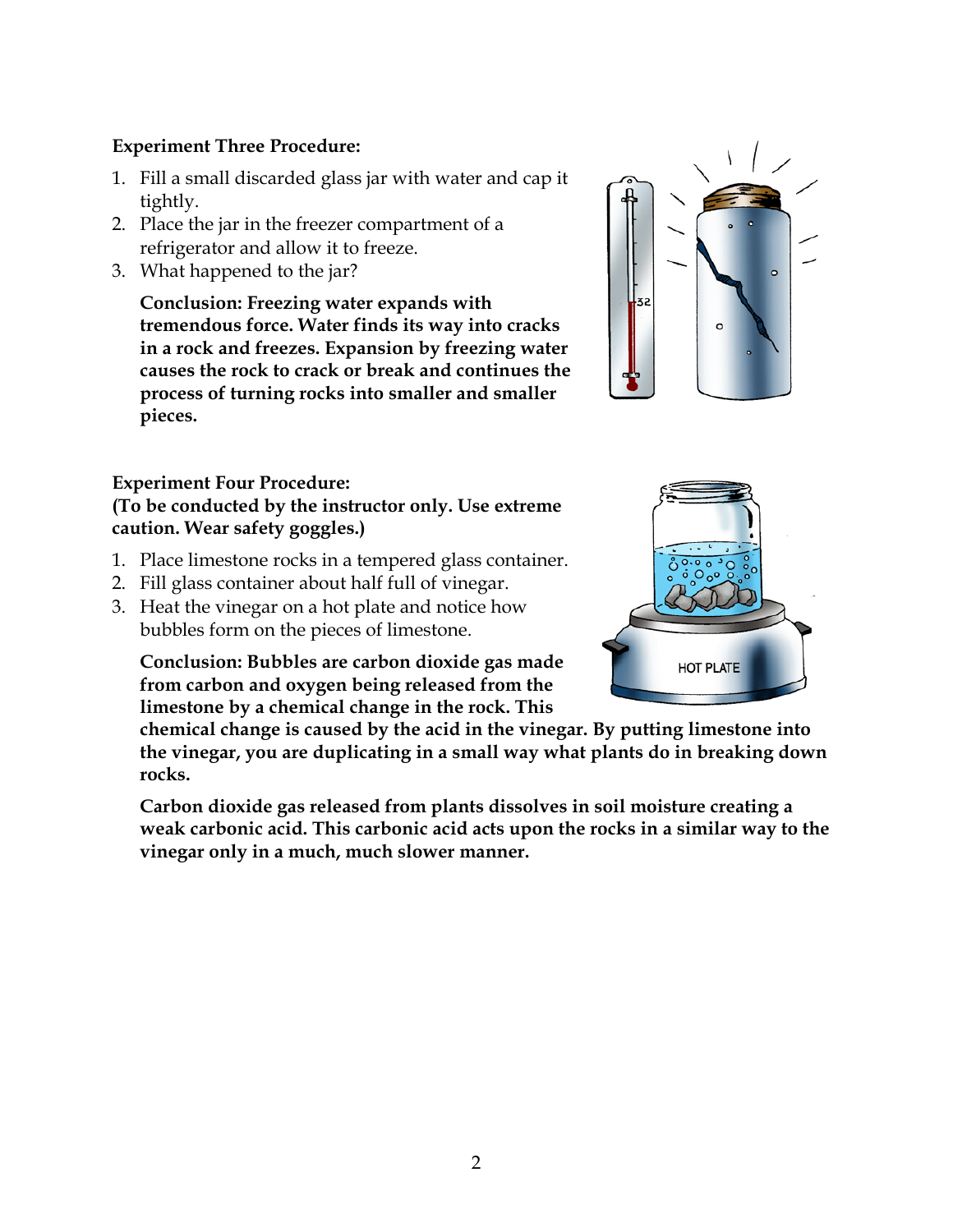**Experiment Three Procedure:**

1. Fill a small discarded glass jar with water and cap it tightly.
2. Place the jar in the freezer compartment of a refrigerator and allow it to freeze.
3. What happened to the jar?

**Conclusion: Freezing water expands with tremendous force. Water finds its way into cracks in a rock and freezes. Expansion by freezing water causes the rock to crack or break and continues the process of turning rocks into smaller and smaller pieces.**

**Experiment Four Procedure:**
**(To be conducted by the instructor only. Use extreme caution. Wear safety goggles.)**

1. Place limestone rocks in a tempered glass container.
2. Fill glass container about half full of vinegar.
3. Heat the vinegar on a hot plate and notice how bubbles form on the pieces of limestone.

**Conclusion: Bubbles are carbon dioxide gas made from carbon and oxygen being released from the limestone by a chemical change in the rock. This chemical change is caused by the acid in the vinegar. By putting limestone into the vinegar, you are duplicating in a small way what plants do in breaking down rocks.**

**Carbon dioxide gas released from plants dissolves in soil moisture creating a weak carbonic acid. This carbonic acid acts upon the rocks in a similar way to the vinegar only in a much, much slower manner.**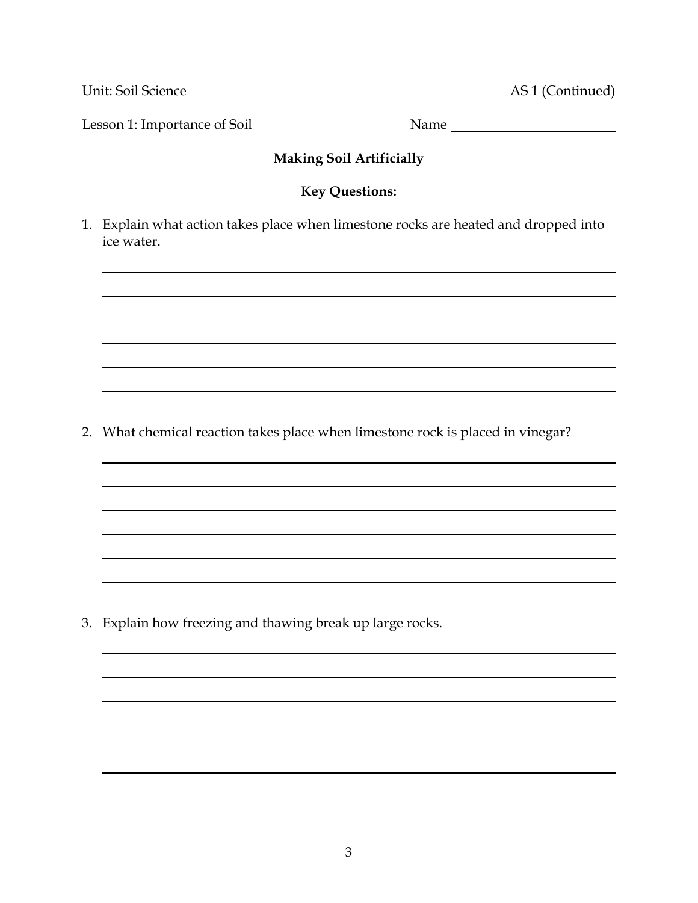Unit: Soil Science | AS 1 (Continued)

Lesson 1: Importance of Soil | Name ________________

## Making Soil Artificially

### Key Questions:

1. Explain what action takes place when limestone rocks are heated and dropped into ice water.

2. What chemical reaction takes place when limestone rock is placed in vinegar?

3. Explain how freezing and thawing break up large rocks.